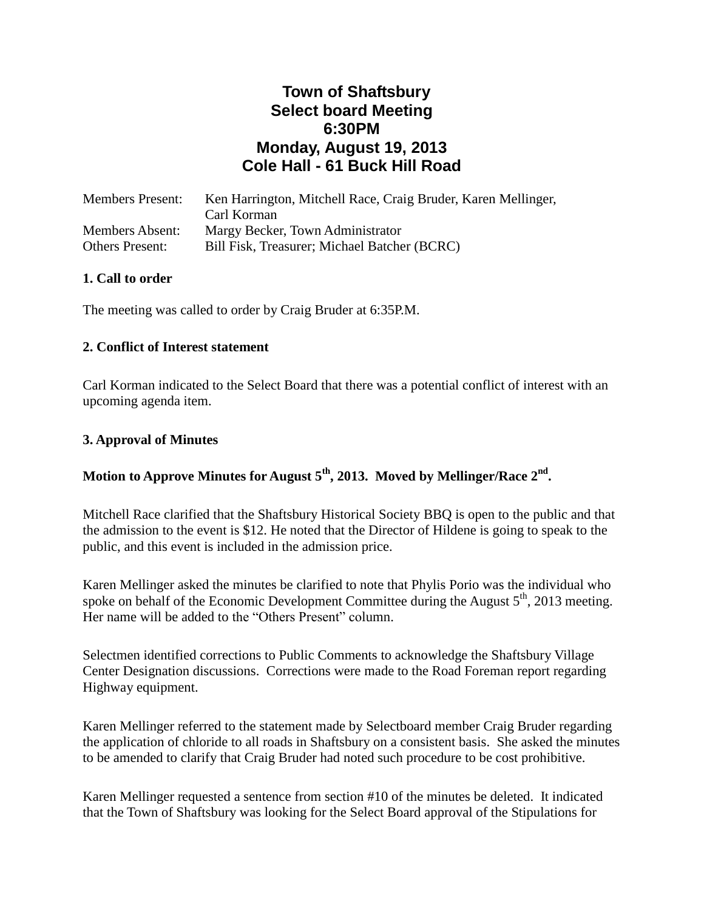# Town of Shaftsbury
## Select board Meeting
## 6:30PM
## Monday, August 19, 2013
## Cole Hall - 61 Buck Hill Road

| | |
|---|---|
| Members Present: | Ken Harrington, Mitchell Race, Craig Bruder, Karen Mellinger, Carl Korman |
| Members Absent: | Margy Becker, Town Administrator |
| Others Present: | Bill Fisk, Treasurer; Michael Batcher (BCRC) |

**1. Call to order**

The meeting was called to order by Craig Bruder at 6:35P.M.

**2. Conflict of Interest statement**

Carl Korman indicated to the Select Board that there was a potential conflict of interest with an upcoming agenda item.

**3. Approval of Minutes**

**Motion to Approve Minutes for August 5th, 2013. Moved by Mellinger/Race 2nd.**

Mitchell Race clarified that the Shaftsbury Historical Society BBQ is open to the public and that the admission to the event is $12. He noted that the Director of Hildene is going to speak to the public, and this event is included in the admission price.

Karen Mellinger asked the minutes be clarified to note that Phylis Porio was the individual who spoke on behalf of the Economic Development Committee during the August 5th, 2013 meeting. Her name will be added to the "Others Present" column.

Selectmen identified corrections to Public Comments to acknowledge the Shaftsbury Village Center Designation discussions. Corrections were made to the Road Foreman report regarding Highway equipment.

Karen Mellinger referred to the statement made by Selectboard member Craig Bruder regarding the application of chloride to all roads in Shaftsbury on a consistent basis. She asked the minutes to be amended to clarify that Craig Bruder had noted such procedure to be cost prohibitive.

Karen Mellinger requested a sentence from section #10 of the minutes be deleted. It indicated that the Town of Shaftsbury was looking for the Select Board approval of the Stipulations for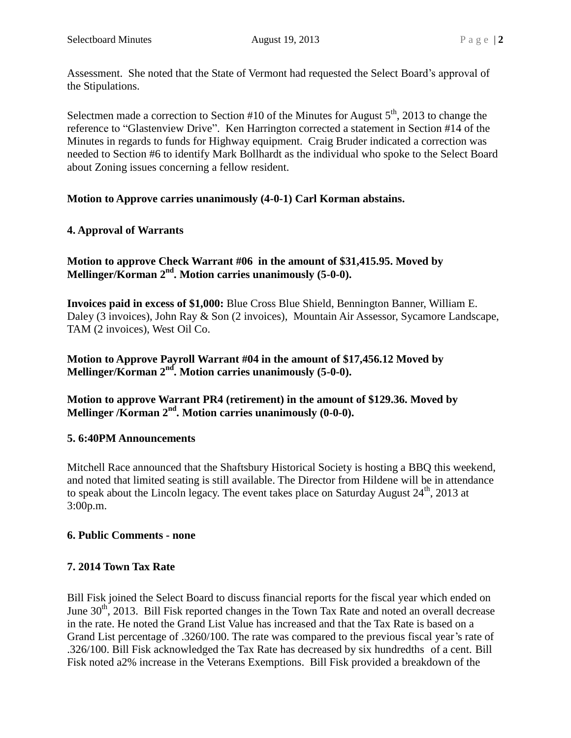Assessment. She noted that the State of Vermont had requested the Select Board's approval of the Stipulations.

Selectmen made a correction to Section #10 of the Minutes for August 5th, 2013 to change the reference to "Glastenview Drive". Ken Harrington corrected a statement in Section #14 of the Minutes in regards to funds for Highway equipment. Craig Bruder indicated a correction was needed to Section #6 to identify Mark Bollhardt as the individual who spoke to the Select Board about Zoning issues concerning a fellow resident.

**Motion to Approve carries unanimously (4-0-1) Carl Korman abstains.**

**4. Approval of Warrants**

**Motion to approve Check Warrant #06 in the amount of $31,415.95. Moved by Mellinger/Korman 2nd. Motion carries unanimously (5-0-0).**

**Invoices paid in excess of $1,000:** Blue Cross Blue Shield, Bennington Banner, William E. Daley (3 invoices), John Ray & Son (2 invoices), Mountain Air Assessor, Sycamore Landscape, TAM (2 invoices), West Oil Co.

**Motion to Approve Payroll Warrant #04 in the amount of $17,456.12 Moved by Mellinger/Korman 2nd. Motion carries unanimously (5-0-0).**

**Motion to approve Warrant PR4 (retirement) in the amount of $129.36. Moved by Mellinger /Korman 2nd. Motion carries unanimously (0-0-0).**

**5. 6:40PM Announcements**

Mitchell Race announced that the Shaftsbury Historical Society is hosting a BBQ this weekend, and noted that limited seating is still available. The Director from Hildene will be in attendance to speak about the Lincoln legacy. The event takes place on Saturday August 24th, 2013 at 3:00p.m.

**6. Public Comments - none**

**7. 2014 Town Tax Rate**

Bill Fisk joined the Select Board to discuss financial reports for the fiscal year which ended on June 30th, 2013. Bill Fisk reported changes in the Town Tax Rate and noted an overall decrease in the rate. He noted the Grand List Value has increased and that the Tax Rate is based on a Grand List percentage of .3260/100. The rate was compared to the previous fiscal year's rate of .326/100. Bill Fisk acknowledged the Tax Rate has decreased by six hundredths of a cent. Bill Fisk noted a2% increase in the Veterans Exemptions. Bill Fisk provided a breakdown of the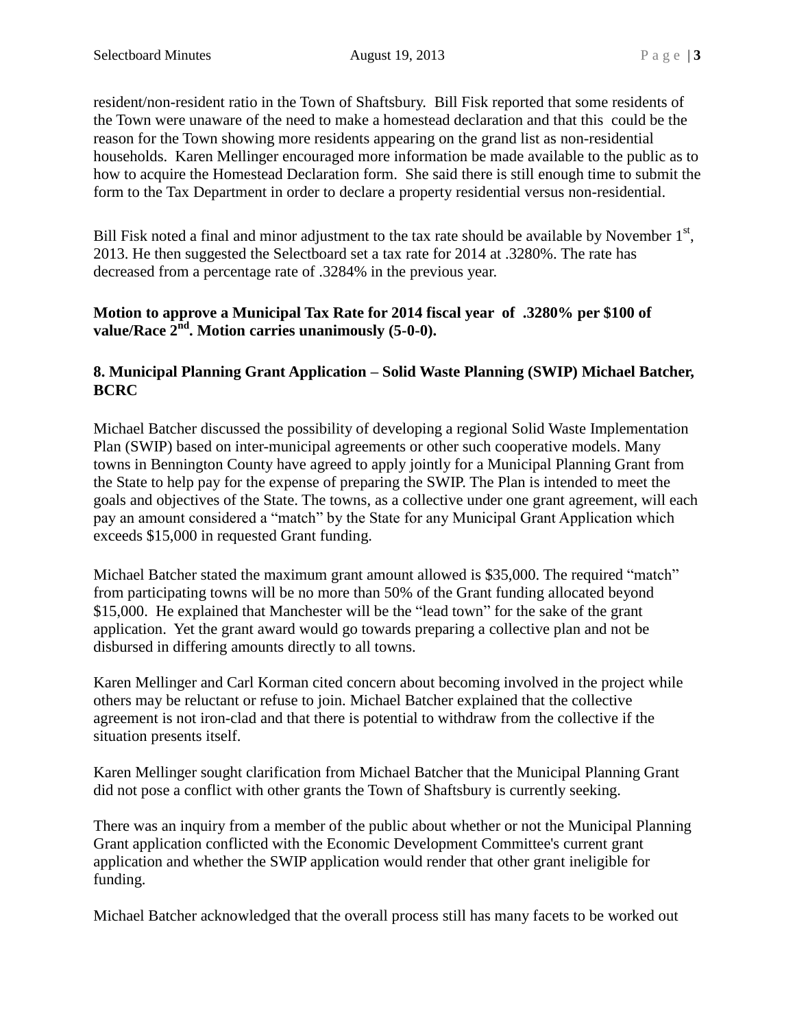resident/non-resident ratio in the Town of Shaftsbury. Bill Fisk reported that some residents of the Town were unaware of the need to make a homestead declaration and that this could be the reason for the Town showing more residents appearing on the grand list as non-residential households. Karen Mellinger encouraged more information be made available to the public as to how to acquire the Homestead Declaration form. She said there is still enough time to submit the form to the Tax Department in order to declare a property residential versus non-residential.

Bill Fisk noted a final and minor adjustment to the tax rate should be available by November 1st, 2013. He then suggested the Selectboard set a tax rate for 2014 at .3280%. The rate has decreased from a percentage rate of .3284% in the previous year.

**Motion to approve a Municipal Tax Rate for 2014 fiscal year of .3280% per $100 of value/Race 2nd. Motion carries unanimously (5-0-0).**

**8. Municipal Planning Grant Application – Solid Waste Planning (SWIP) Michael Batcher, BCRC**

Michael Batcher discussed the possibility of developing a regional Solid Waste Implementation Plan (SWIP) based on inter-municipal agreements or other such cooperative models. Many towns in Bennington County have agreed to apply jointly for a Municipal Planning Grant from the State to help pay for the expense of preparing the SWIP. The Plan is intended to meet the goals and objectives of the State. The towns, as a collective under one grant agreement, will each pay an amount considered a "match" by the State for any Municipal Grant Application which exceeds $15,000 in requested Grant funding.

Michael Batcher stated the maximum grant amount allowed is $35,000. The required "match" from participating towns will be no more than 50% of the Grant funding allocated beyond $15,000. He explained that Manchester will be the "lead town" for the sake of the grant application. Yet the grant award would go towards preparing a collective plan and not be disbursed in differing amounts directly to all towns.

Karen Mellinger and Carl Korman cited concern about becoming involved in the project while others may be reluctant or refuse to join. Michael Batcher explained that the collective agreement is not iron-clad and that there is potential to withdraw from the collective if the situation presents itself.

Karen Mellinger sought clarification from Michael Batcher that the Municipal Planning Grant did not pose a conflict with other grants the Town of Shaftsbury is currently seeking.

There was an inquiry from a member of the public about whether or not the Municipal Planning Grant application conflicted with the Economic Development Committee's current grant application and whether the SWIP application would render that other grant ineligible for funding.

Michael Batcher acknowledged that the overall process still has many facets to be worked out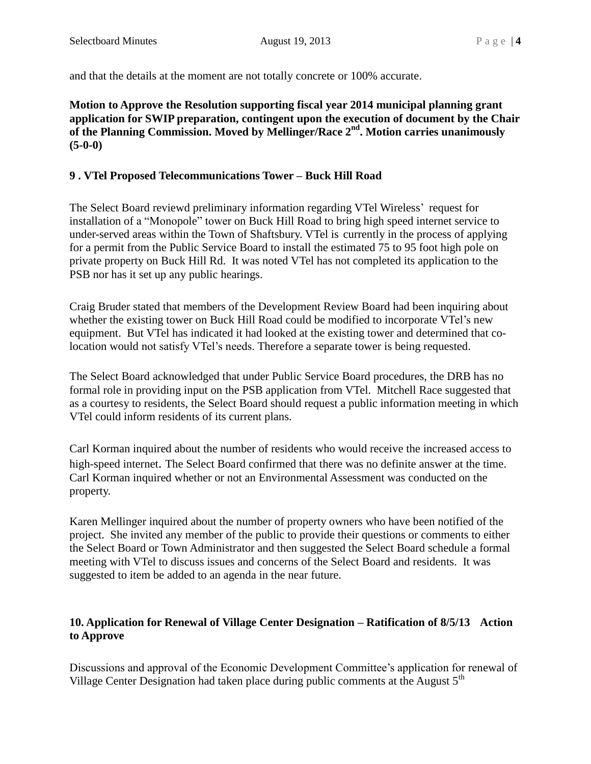and that the details at the moment are not totally concrete or 100% accurate.

**Motion to Approve the Resolution supporting fiscal year 2014 municipal planning grant application for SWIP preparation, contingent upon the execution of document by the Chair of the Planning Commission. Moved by Mellinger/Race 2nd. Motion carries unanimously (5-0-0)**

**9 . VTel Proposed Telecommunications Tower – Buck Hill Road**

The Select Board reviewd preliminary information regarding VTel Wireless' request for installation of a "Monopole" tower on Buck Hill Road to bring high speed internet service to under-served areas within the Town of Shaftsbury. VTel is currently in the process of applying for a permit from the Public Service Board to install the estimated 75 to 95 foot high pole on private property on Buck Hill Rd. It was noted VTel has not completed its application to the PSB nor has it set up any public hearings.

Craig Bruder stated that members of the Development Review Board had been inquiring about whether the existing tower on Buck Hill Road could be modified to incorporate VTel's new equipment. But VTel has indicated it had looked at the existing tower and determined that co-location would not satisfy VTel's needs. Therefore a separate tower is being requested.

The Select Board acknowledged that under Public Service Board procedures, the DRB has no formal role in providing input on the PSB application from VTel. Mitchell Race suggested that as a courtesy to residents, the Select Board should request a public information meeting in which VTel could inform residents of its current plans.

Carl Korman inquired about the number of residents who would receive the increased access to high-speed internet. The Select Board confirmed that there was no definite answer at the time. Carl Korman inquired whether or not an Environmental Assessment was conducted on the property.

Karen Mellinger inquired about the number of property owners who have been notified of the project. She invited any member of the public to provide their questions or comments to either the Select Board or Town Administrator and then suggested the Select Board schedule a formal meeting with VTel to discuss issues and concerns of the Select Board and residents. It was suggested to item be added to an agenda in the near future.

**10. Application for Renewal of Village Center Designation – Ratification of 8/5/13 Action to Approve**

Discussions and approval of the Economic Development Committee's application for renewal of Village Center Designation had taken place during public comments at the August 5th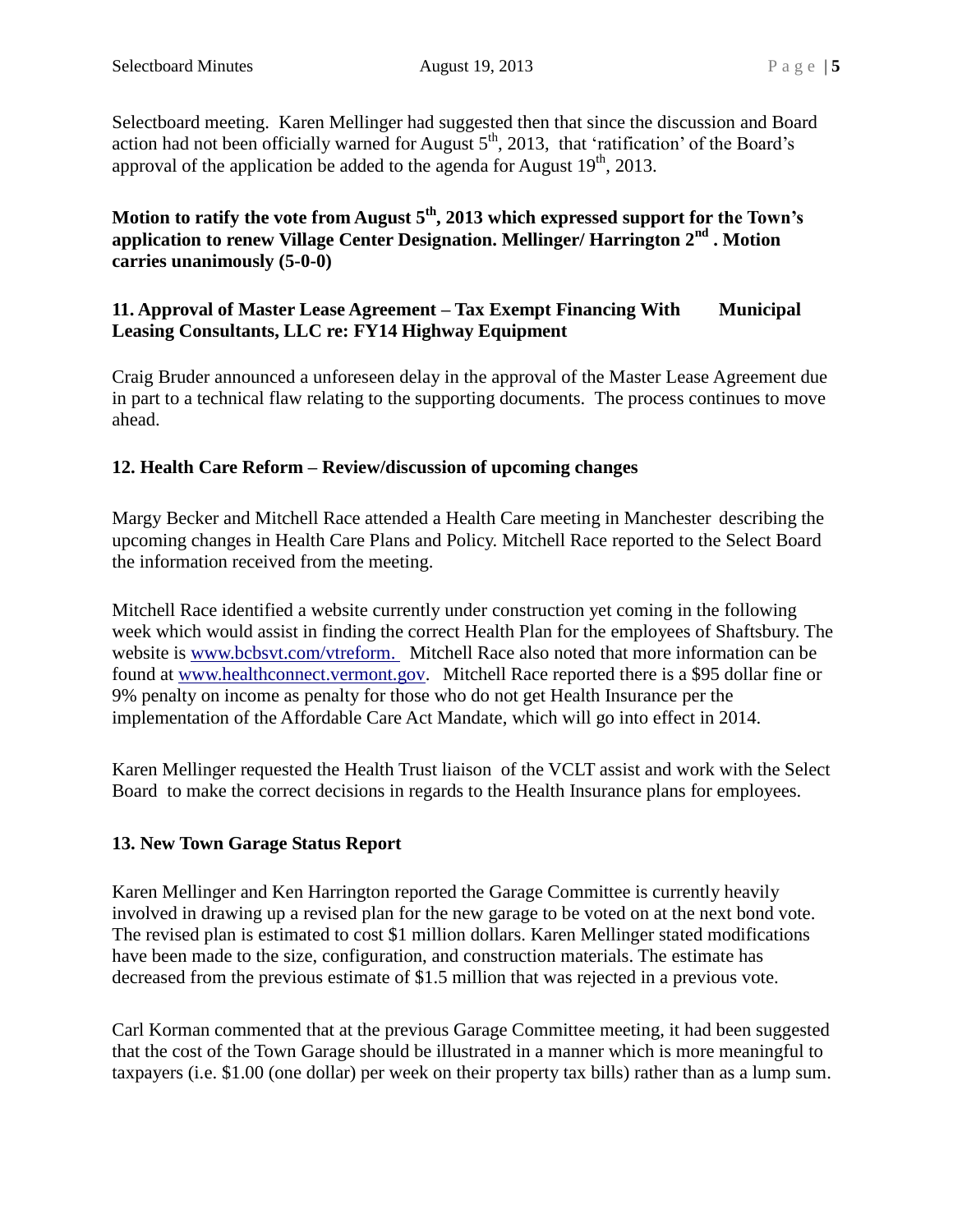Selectboard meeting. Karen Mellinger had suggested then that since the discussion and Board action had not been officially warned for August 5th, 2013, that 'ratification' of the Board's approval of the application be added to the agenda for August 19th, 2013.

**Motion to ratify the vote from August 5th, 2013 which expressed support for the Town's application to renew Village Center Designation. Mellinger/ Harrington 2nd . Motion carries unanimously (5-0-0)**

**11. Approval of Master Lease Agreement – Tax Exempt Financing With Municipal Leasing Consultants, LLC re: FY14 Highway Equipment**

Craig Bruder announced a unforeseen delay in the approval of the Master Lease Agreement due in part to a technical flaw relating to the supporting documents. The process continues to move ahead.

**12. Health Care Reform – Review/discussion of upcoming changes**

Margy Becker and Mitchell Race attended a Health Care meeting in Manchester describing the upcoming changes in Health Care Plans and Policy. Mitchell Race reported to the Select Board the information received from the meeting.

Mitchell Race identified a website currently under construction yet coming in the following week which would assist in finding the correct Health Plan for the employees of Shaftsbury. The website is www.bcbsvt.com/vtreform. Mitchell Race also noted that more information can be found at www.healthconnect.vermont.gov. Mitchell Race reported there is a $95 dollar fine or 9% penalty on income as penalty for those who do not get Health Insurance per the implementation of the Affordable Care Act Mandate, which will go into effect in 2014.

Karen Mellinger requested the Health Trust liaison of the VCLT assist and work with the Select Board to make the correct decisions in regards to the Health Insurance plans for employees.

**13. New Town Garage Status Report**

Karen Mellinger and Ken Harrington reported the Garage Committee is currently heavily involved in drawing up a revised plan for the new garage to be voted on at the next bond vote. The revised plan is estimated to cost $1 million dollars. Karen Mellinger stated modifications have been made to the size, configuration, and construction materials. The estimate has decreased from the previous estimate of $1.5 million that was rejected in a previous vote.

Carl Korman commented that at the previous Garage Committee meeting, it had been suggested that the cost of the Town Garage should be illustrated in a manner which is more meaningful to taxpayers (i.e. $1.00 (one dollar) per week on their property tax bills) rather than as a lump sum.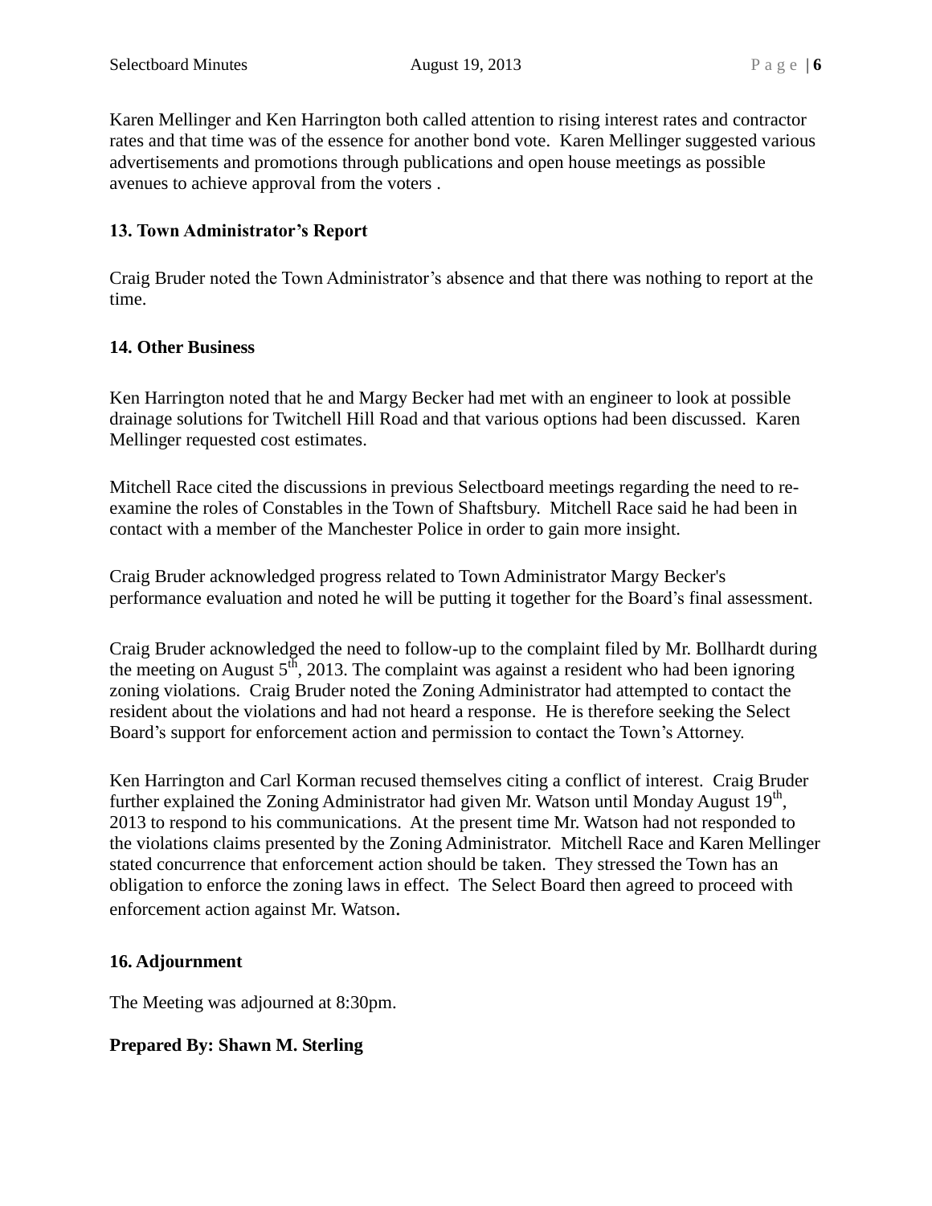Karen Mellinger and Ken Harrington both called attention to rising interest rates and contractor rates and that time was of the essence for another bond vote. Karen Mellinger suggested various advertisements and promotions through publications and open house meetings as possible avenues to achieve approval from the voters .

**13. Town Administrator's Report**

Craig Bruder noted the Town Administrator's absence and that there was nothing to report at the time.

**14. Other Business**

Ken Harrington noted that he and Margy Becker had met with an engineer to look at possible drainage solutions for Twitchell Hill Road and that various options had been discussed. Karen Mellinger requested cost estimates.

Mitchell Race cited the discussions in previous Selectboard meetings regarding the need to re-examine the roles of Constables in the Town of Shaftsbury. Mitchell Race said he had been in contact with a member of the Manchester Police in order to gain more insight.

Craig Bruder acknowledged progress related to Town Administrator Margy Becker's performance evaluation and noted he will be putting it together for the Board's final assessment.

Craig Bruder acknowledged the need to follow-up to the complaint filed by Mr. Bollhardt during the meeting on August 5th, 2013. The complaint was against a resident who had been ignoring zoning violations. Craig Bruder noted the Zoning Administrator had attempted to contact the resident about the violations and had not heard a response. He is therefore seeking the Select Board's support for enforcement action and permission to contact the Town's Attorney.

Ken Harrington and Carl Korman recused themselves citing a conflict of interest. Craig Bruder further explained the Zoning Administrator had given Mr. Watson until Monday August 19th, 2013 to respond to his communications. At the present time Mr. Watson had not responded to the violations claims presented by the Zoning Administrator. Mitchell Race and Karen Mellinger stated concurrence that enforcement action should be taken. They stressed the Town has an obligation to enforce the zoning laws in effect. The Select Board then agreed to proceed with enforcement action against Mr. Watson.

**16. Adjournment**

The Meeting was adjourned at 8:30pm.

**Prepared By: Shawn M. Sterling**